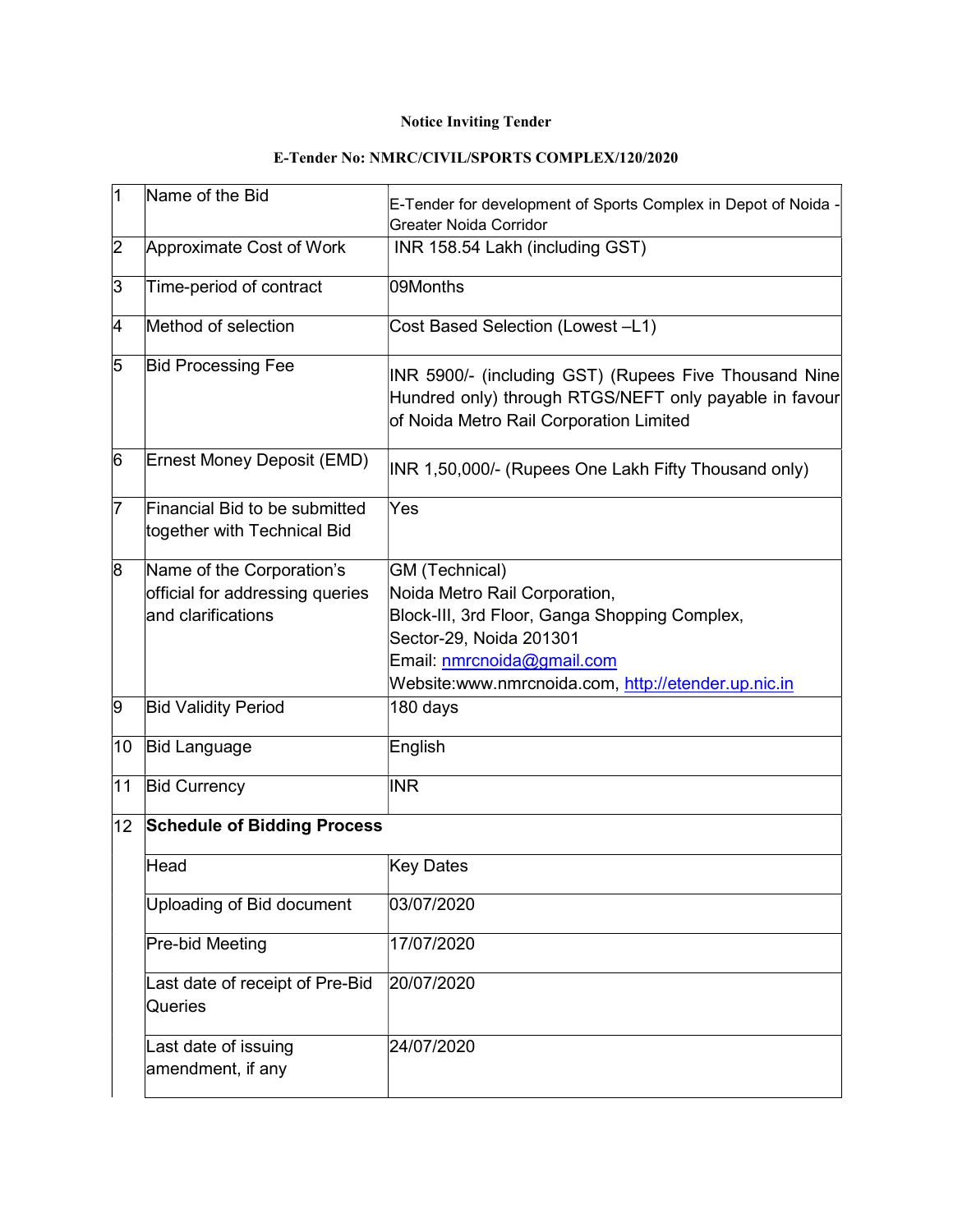# Notice Inviting Tender

## E-Tender No: NMRC/CIVIL/SPORTS COMPLEX/120/2020

| | | |
|---|---|---|
| 1 | Name of the Bid | E-Tender for development of Sports Complex in Depot of Noida - Greater Noida Corridor |
| 2 | Approximate Cost of Work | INR 158.54 Lakh (including GST) |
| 3 | Time-period of contract | 09Months |
| 4 | Method of selection | Cost Based Selection (Lowest –L1) |
| 5 | Bid Processing Fee | INR 5900/- (including GST) (Rupees Five Thousand Nine Hundred only) through RTGS/NEFT only payable in favour of Noida Metro Rail Corporation Limited |
| 6 | Ernest Money Deposit (EMD) | INR 1,50,000/- (Rupees One Lakh Fifty Thousand only) |
| 7 | Financial Bid to be submitted together with Technical Bid | Yes |
| 8 | Name of the Corporation's official for addressing queries and clarifications | GM (Technical)<br>Noida Metro Rail Corporation,<br>Block-III, 3rd Floor, Ganga Shopping Complex,<br>Sector-29, Noida 201301<br>Email: nmrcnoida@gmail.com<br>Website:www.nmrcnoida.com, http://etender.up.nic.in |
| 9 | Bid Validity Period | 180 days |
| 10 | Bid Language | English |
| 11 | Bid Currency | INR |
| 12 | **Schedule of Bidding Process** | |
| | Head | Key Dates |
| | Uploading of Bid document | 03/07/2020 |
| | Pre-bid Meeting | 17/07/2020 |
| | Last date of receipt of Pre-Bid Queries | 20/07/2020 |
| | Last date of issuing amendment, if any | 24/07/2020 |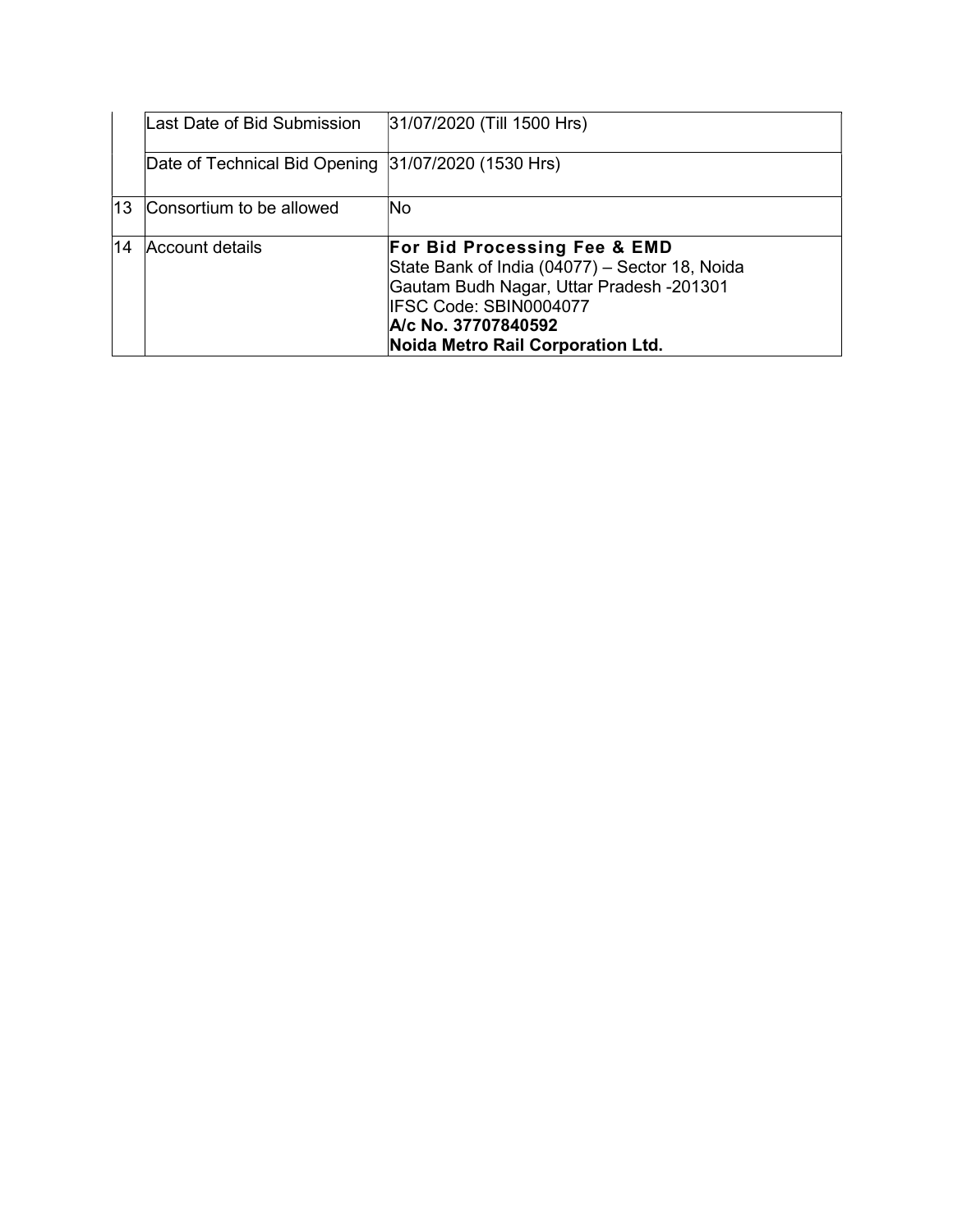| | | |
|---|---|---|
| | Last Date of Bid Submission | 31/07/2020 (Till 1500 Hrs) |
| | Date of Technical Bid Opening | 31/07/2020 (1530 Hrs) |
| 13 | Consortium to be allowed | No |
| 14 | Account details | **For Bid Processing Fee & EMD**<br>State Bank of India (04077) – Sector 18, Noida<br>Gautam Budh Nagar, Uttar Pradesh -201301<br>IFSC Code: SBIN0004077<br>**A/c No. 37707840592**<br>**Noida Metro Rail Corporation Ltd.** |